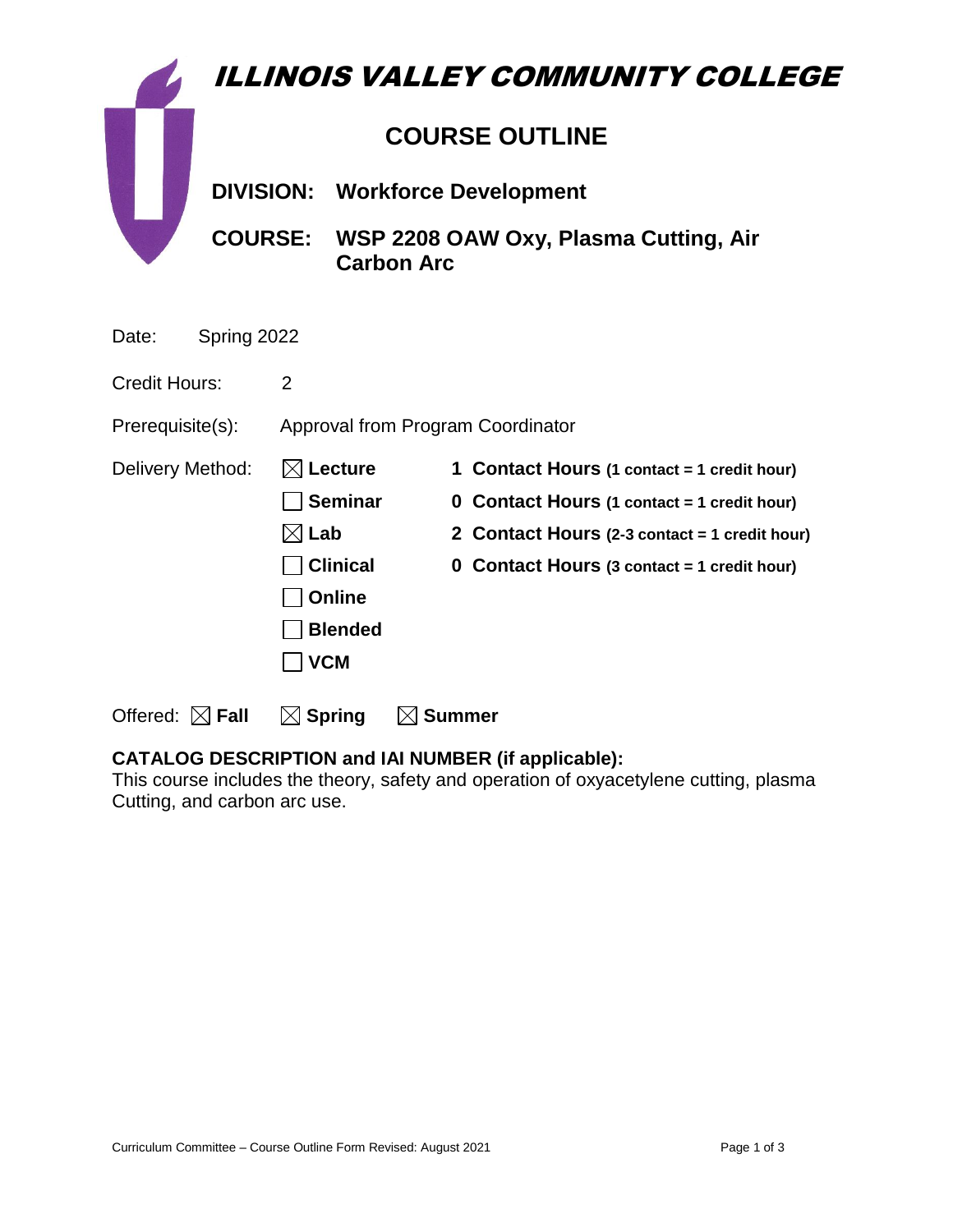# ILLINOIS VALLEY COMMUNITY COLLEGE

## COURSE OUTLINE

**DIVISION:** **Workforce Development**

**COURSE:** **WSP 2208 OAW Oxy, Plasma Cutting, Air Carbon Arc**

Date: Spring 2022

Credit Hours: 2

Prerequisite(s): Approval from Program Coordinator

Delivery Method:

- ☒ **Lecture** — **1 Contact Hours (1 contact = 1 credit hour)**
- ☐ **Seminar** — **0 Contact Hours (1 contact = 1 credit hour)**
- ☒ **Lab** — **2 Contact Hours (2-3 contact = 1 credit hour)**
- ☐ **Clinical** — **0 Contact Hours (3 contact = 1 credit hour)**
- ☐ **Online**
- ☐ **Blended**
- ☐ **VCM**

Offered: ☒ **Fall** ☒ **Spring** ☒ **Summer**

**CATALOG DESCRIPTION and IAI NUMBER (if applicable):**
This course includes the theory, safety and operation of oxyacetylene cutting, plasma Cutting, and carbon arc use.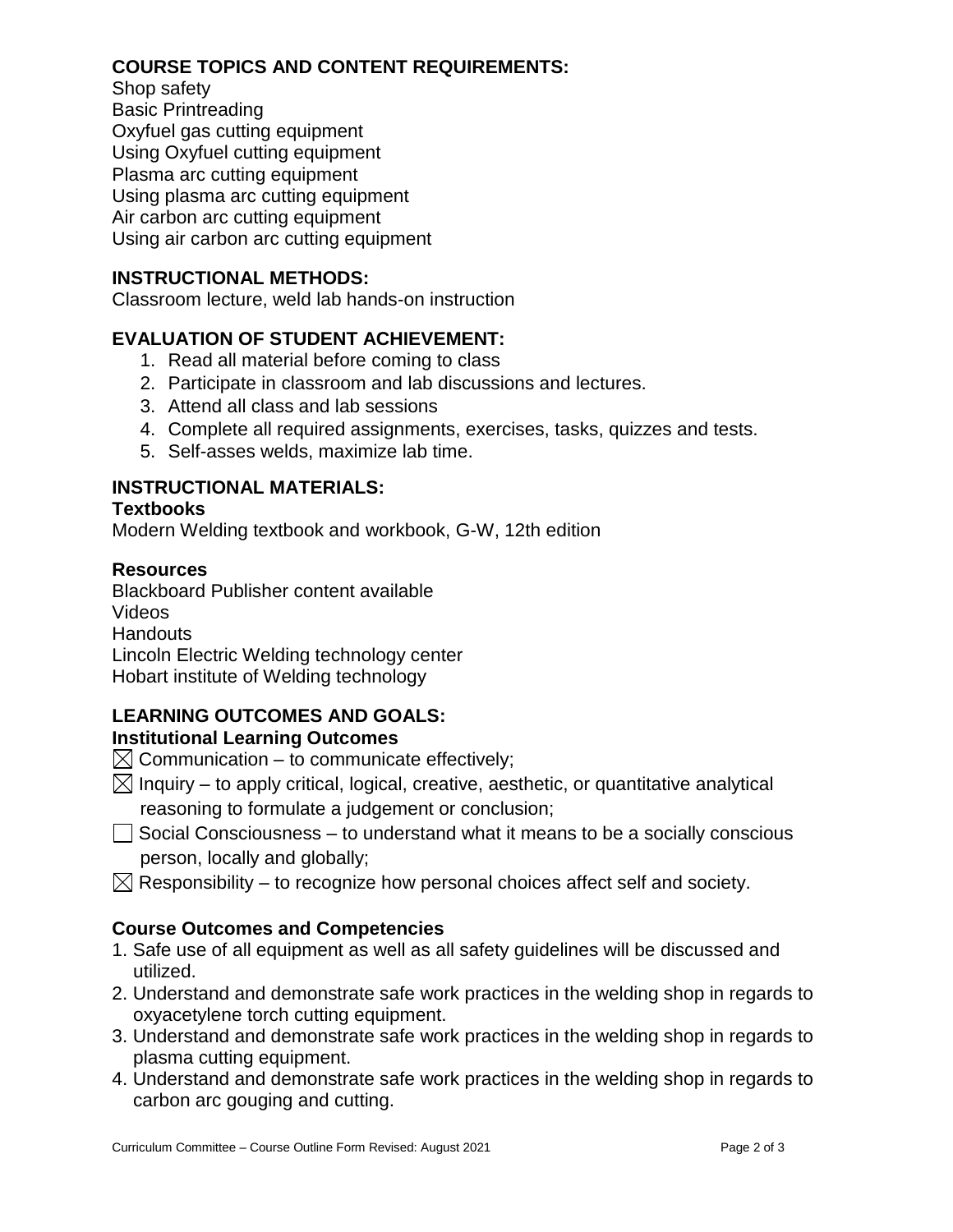## COURSE TOPICS AND CONTENT REQUIREMENTS:

Shop safety
Basic Printreading
Oxyfuel gas cutting equipment
Using Oxyfuel cutting equipment
Plasma arc cutting equipment
Using plasma arc cutting equipment
Air carbon arc cutting equipment
Using air carbon arc cutting equipment

## INSTRUCTIONAL METHODS:

Classroom lecture, weld lab hands-on instruction

## EVALUATION OF STUDENT ACHIEVEMENT:

1. Read all material before coming to class
2. Participate in classroom and lab discussions and lectures.
3. Attend all class and lab sessions
4. Complete all required assignments, exercises, tasks, quizzes and tests.
5. Self-asses welds, maximize lab time.

## INSTRUCTIONAL MATERIALS:

### Textbooks

Modern Welding textbook and workbook, G-W, 12th edition

### Resources

Blackboard Publisher content available
Videos
Handouts
Lincoln Electric Welding technology center
Hobart institute of Welding technology

## LEARNING OUTCOMES AND GOALS:

### Institutional Learning Outcomes

☒ Communication – to communicate effectively;

☒ Inquiry – to apply critical, logical, creative, aesthetic, or quantitative analytical reasoning to formulate a judgement or conclusion;

☐ Social Consciousness – to understand what it means to be a socially conscious person, locally and globally;

☒ Responsibility – to recognize how personal choices affect self and society.

### Course Outcomes and Competencies

1. Safe use of all equipment as well as all safety guidelines will be discussed and utilized.
2. Understand and demonstrate safe work practices in the welding shop in regards to oxyacetylene torch cutting equipment.
3. Understand and demonstrate safe work practices in the welding shop in regards to plasma cutting equipment.
4. Understand and demonstrate safe work practices in the welding shop in regards to carbon arc gouging and cutting.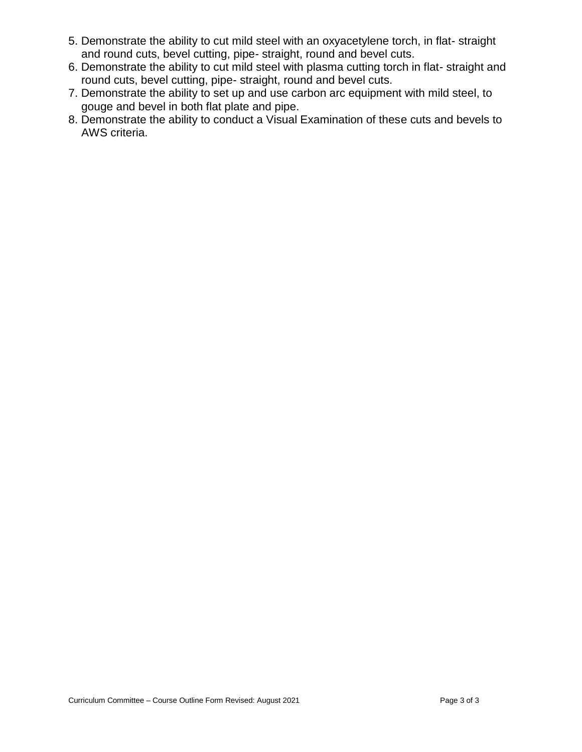5. Demonstrate the ability to cut mild steel with an oxyacetylene torch, in flat- straight and round cuts, bevel cutting, pipe- straight, round and bevel cuts.
6. Demonstrate the ability to cut mild steel with plasma cutting torch in flat- straight and round cuts, bevel cutting, pipe- straight, round and bevel cuts.
7. Demonstrate the ability to set up and use carbon arc equipment with mild steel, to gouge and bevel in both flat plate and pipe.
8. Demonstrate the ability to conduct a Visual Examination of these cuts and bevels to AWS criteria.